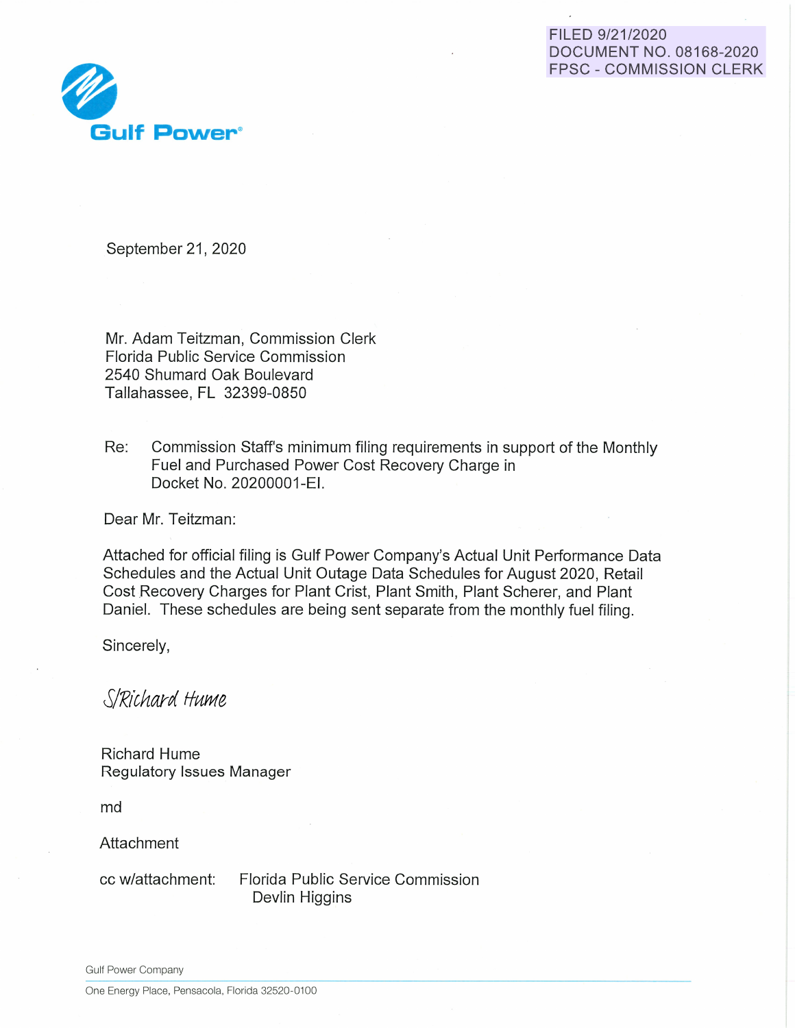FILED 9/21/2020
DOCUMENT NO. 08168-2020
FPSC - COMMISSION CLERK

**Gulf Power**®

September 21, 2020

Mr. Adam Teitzman, Commission Clerk
Florida Public Service Commission
2540 Shumard Oak Boulevard
Tallahassee, FL 32399-0850

Re: Commission Staff's minimum filing requirements in support of the Monthly Fuel and Purchased Power Cost Recovery Charge in Docket No. 20200001-EI.

Dear Mr. Teitzman:

Attached for official filing is Gulf Power Company's Actual Unit Performance Data Schedules and the Actual Unit Outage Data Schedules for August 2020, Retail Cost Recovery Charges for Plant Crist, Plant Smith, Plant Scherer, and Plant Daniel. These schedules are being sent separate from the monthly fuel filing.

Sincerely,

*S/Richard Hume*

Richard Hume
Regulatory Issues Manager

md

Attachment

cc w/attachment: Florida Public Service Commission
Devlin Higgins

Gulf Power Company
One Energy Place, Pensacola, Florida 32520-0100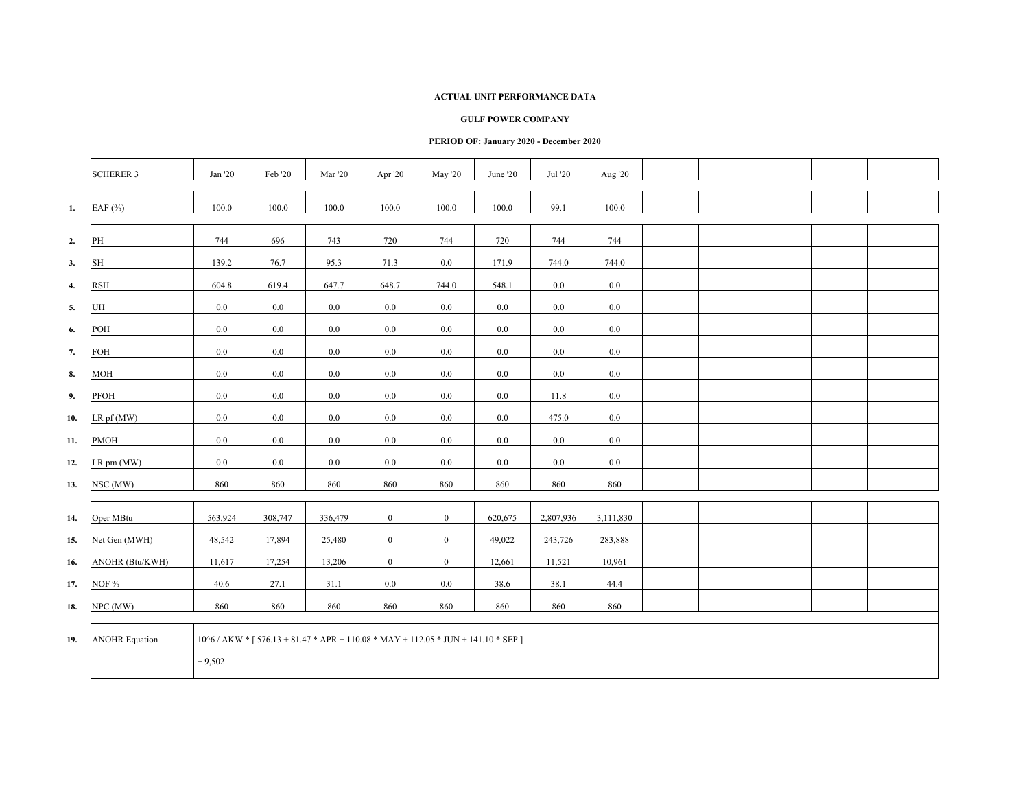**ACTUAL UNIT PERFORMANCE DATA**

**GULF POWER COMPANY**

**PERIOD OF: January 2020 - December 2020**

| | SCHERER 3 | Jan '20 | Feb '20 | Mar '20 | Apr '20 | May '20 | June '20 | Jul '20 | Aug '20 | | | | |
|---|---|---|---|---|---|---|---|---|---|---|---|---|---|
| 1. | EAF (%) | 100.0 | 100.0 | 100.0 | 100.0 | 100.0 | 100.0 | 99.1 | 100.0 | | | | |
| 2. | PH | 744 | 696 | 743 | 720 | 744 | 720 | 744 | 744 | | | | |
| 3. | SH | 139.2 | 76.7 | 95.3 | 71.3 | 0.0 | 171.9 | 744.0 | 744.0 | | | | |
| 4. | RSH | 604.8 | 619.4 | 647.7 | 648.7 | 744.0 | 548.1 | 0.0 | 0.0 | | | | |
| 5. | UH | 0.0 | 0.0 | 0.0 | 0.0 | 0.0 | 0.0 | 0.0 | 0.0 | | | | |
| 6. | POH | 0.0 | 0.0 | 0.0 | 0.0 | 0.0 | 0.0 | 0.0 | 0.0 | | | | |
| 7. | FOH | 0.0 | 0.0 | 0.0 | 0.0 | 0.0 | 0.0 | 0.0 | 0.0 | | | | |
| 8. | MOH | 0.0 | 0.0 | 0.0 | 0.0 | 0.0 | 0.0 | 0.0 | 0.0 | | | | |
| 9. | PFOH | 0.0 | 0.0 | 0.0 | 0.0 | 0.0 | 0.0 | 11.8 | 0.0 | | | | |
| 10. | LR pf (MW) | 0.0 | 0.0 | 0.0 | 0.0 | 0.0 | 0.0 | 475.0 | 0.0 | | | | |
| 11. | PMOH | 0.0 | 0.0 | 0.0 | 0.0 | 0.0 | 0.0 | 0.0 | 0.0 | | | | |
| 12. | LR pm (MW) | 0.0 | 0.0 | 0.0 | 0.0 | 0.0 | 0.0 | 0.0 | 0.0 | | | | |
| 13. | NSC (MW) | 860 | 860 | 860 | 860 | 860 | 860 | 860 | 860 | | | | |
| 14. | Oper MBtu | 563,924 | 308,747 | 336,479 | 0 | 0 | 620,675 | 2,807,936 | 3,111,830 | | | | |
| 15. | Net Gen (MWH) | 48,542 | 17,894 | 25,480 | 0 | 0 | 49,022 | 243,726 | 283,888 | | | | |
| 16. | ANOHR (Btu/KWH) | 11,617 | 17,254 | 13,206 | 0 | 0 | 12,661 | 11,521 | 10,961 | | | | |
| 17. | NOF % | 40.6 | 27.1 | 31.1 | 0.0 | 0.0 | 38.6 | 38.1 | 44.4 | | | | |
| 18. | NPC (MW) | 860 | 860 | 860 | 860 | 860 | 860 | 860 | 860 | | | | |
| 19. | ANOHR Equation | 10^6 / AKW * [ 576.13 + 81.47 * APR + 110.08 * MAY + 112.05 * JUN + 141.10 * SEP ] + 9,502 | | | | | | | | | | | |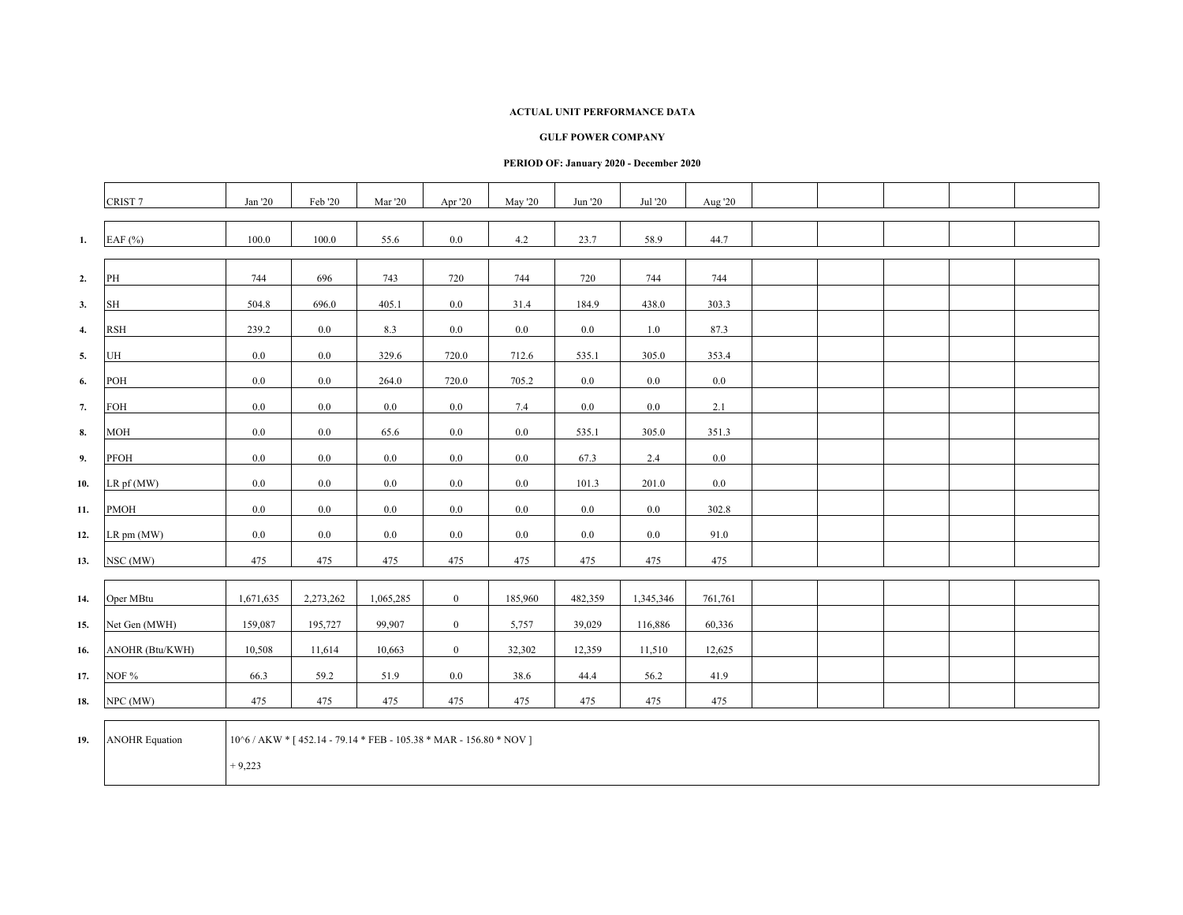**ACTUAL UNIT PERFORMANCE DATA**

**GULF POWER COMPANY**

**PERIOD OF: January 2020 - December 2020**

| | CRIST 7 | Jan '20 | Feb '20 | Mar '20 | Apr '20 | May '20 | Jun '20 | Jul '20 | Aug '20 | | | | | |
|---|---|---|---|---|---|---|---|---|---|---|---|---|---|---|
| **1.** | EAF (%) | 100.0 | 100.0 | 55.6 | 0.0 | 4.2 | 23.7 | 58.9 | 44.7 | | | | | |
| **2.** | PH | 744 | 696 | 743 | 720 | 744 | 720 | 744 | 744 | | | | | |
| **3.** | SH | 504.8 | 696.0 | 405.1 | 0.0 | 31.4 | 184.9 | 438.0 | 303.3 | | | | | |
| **4.** | RSH | 239.2 | 0.0 | 8.3 | 0.0 | 0.0 | 0.0 | 1.0 | 87.3 | | | | | |
| **5.** | UH | 0.0 | 0.0 | 329.6 | 720.0 | 712.6 | 535.1 | 305.0 | 353.4 | | | | | |
| **6.** | POH | 0.0 | 0.0 | 264.0 | 720.0 | 705.2 | 0.0 | 0.0 | 0.0 | | | | | |
| **7.** | FOH | 0.0 | 0.0 | 0.0 | 0.0 | 7.4 | 0.0 | 0.0 | 2.1 | | | | | |
| **8.** | MOH | 0.0 | 0.0 | 65.6 | 0.0 | 0.0 | 535.1 | 305.0 | 351.3 | | | | | |
| **9.** | PFOH | 0.0 | 0.0 | 0.0 | 0.0 | 0.0 | 67.3 | 2.4 | 0.0 | | | | | |
| **10.** | LR pf (MW) | 0.0 | 0.0 | 0.0 | 0.0 | 0.0 | 101.3 | 201.0 | 0.0 | | | | | |
| **11.** | PMOH | 0.0 | 0.0 | 0.0 | 0.0 | 0.0 | 0.0 | 0.0 | 302.8 | | | | | |
| **12.** | LR pm (MW) | 0.0 | 0.0 | 0.0 | 0.0 | 0.0 | 0.0 | 0.0 | 91.0 | | | | | |
| **13.** | NSC (MW) | 475 | 475 | 475 | 475 | 475 | 475 | 475 | 475 | | | | | |
| **14.** | Oper MBtu | 1,671,635 | 2,273,262 | 1,065,285 | 0 | 185,960 | 482,359 | 1,345,346 | 761,761 | | | | | |
| **15.** | Net Gen (MWH) | 159,087 | 195,727 | 99,907 | 0 | 5,757 | 39,029 | 116,886 | 60,336 | | | | | |
| **16.** | ANOHR (Btu/KWH) | 10,508 | 11,614 | 10,663 | 0 | 32,302 | 12,359 | 11,510 | 12,625 | | | | | |
| **17.** | NOF % | 66.3 | 59.2 | 51.9 | 0.0 | 38.6 | 44.4 | 56.2 | 41.9 | | | | | |
| **18.** | NPC (MW) | 475 | 475 | 475 | 475 | 475 | 475 | 475 | 475 | | | | | |
| **19.** | ANOHR Equation | 10^6 / AKW * [ 452.14 - 79.14 * FEB - 105.38 * MAR - 156.80 * NOV ] + 9,223 | | | | | | | | | | | | |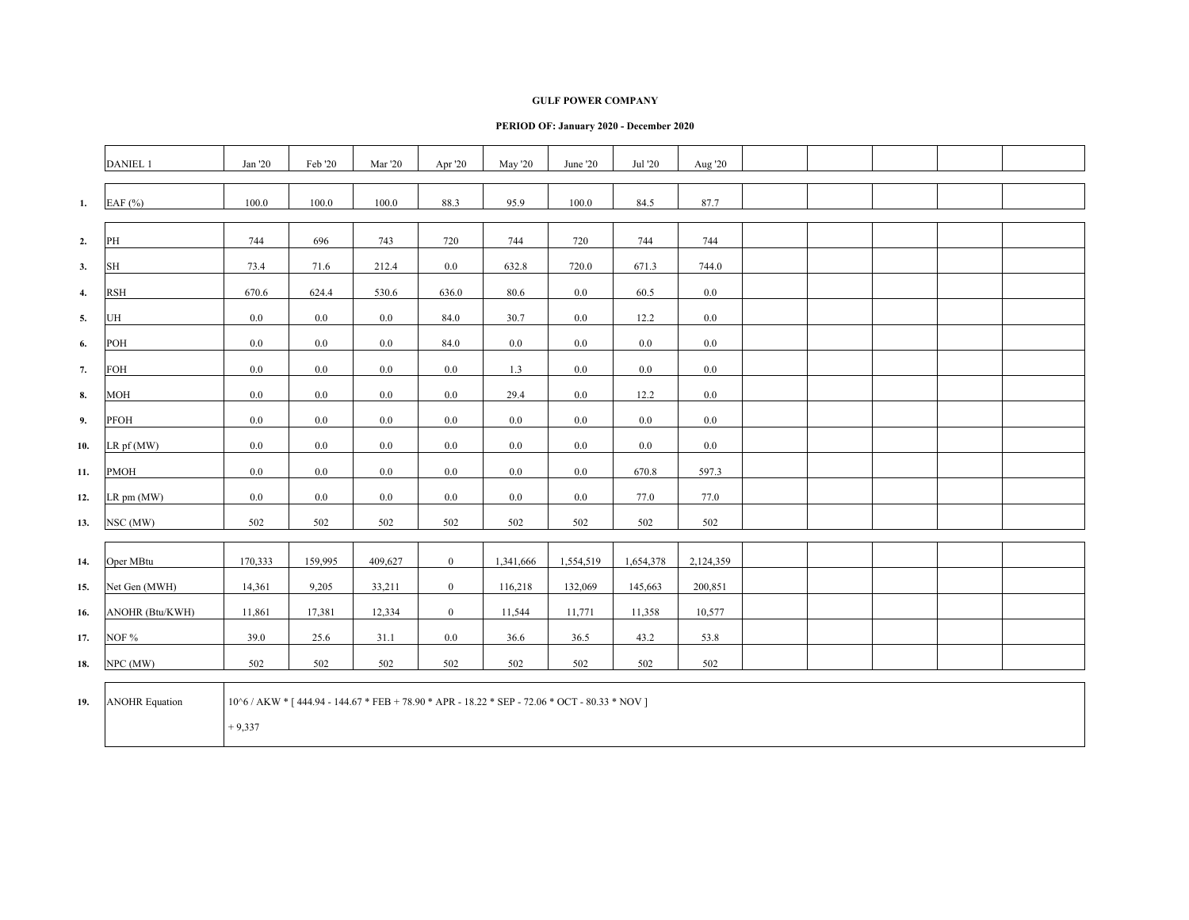**GULF POWER COMPANY**

**PERIOD OF: January 2020 - December 2020**

| | DANIEL 1 | Jan '20 | Feb '20 | Mar '20 | Apr '20 | May '20 | June '20 | Jul '20 | Aug '20 | | | | | |
|---|---|---|---|---|---|---|---|---|---|---|---|---|---|---|
| **1.** | EAF (%) | 100.0 | 100.0 | 100.0 | 88.3 | 95.9 | 100.0 | 84.5 | 87.7 | | | | | |
| **2.** | PH | 744 | 696 | 743 | 720 | 744 | 720 | 744 | 744 | | | | | |
| **3.** | SH | 73.4 | 71.6 | 212.4 | 0.0 | 632.8 | 720.0 | 671.3 | 744.0 | | | | | |
| **4.** | RSH | 670.6 | 624.4 | 530.6 | 636.0 | 80.6 | 0.0 | 60.5 | 0.0 | | | | | |
| **5.** | UH | 0.0 | 0.0 | 0.0 | 84.0 | 30.7 | 0.0 | 12.2 | 0.0 | | | | | |
| **6.** | POH | 0.0 | 0.0 | 0.0 | 84.0 | 0.0 | 0.0 | 0.0 | 0.0 | | | | | |
| **7.** | FOH | 0.0 | 0.0 | 0.0 | 0.0 | 1.3 | 0.0 | 0.0 | 0.0 | | | | | |
| **8.** | MOH | 0.0 | 0.0 | 0.0 | 0.0 | 29.4 | 0.0 | 12.2 | 0.0 | | | | | |
| **9.** | PFOH | 0.0 | 0.0 | 0.0 | 0.0 | 0.0 | 0.0 | 0.0 | 0.0 | | | | | |
| **10.** | LR pf (MW) | 0.0 | 0.0 | 0.0 | 0.0 | 0.0 | 0.0 | 0.0 | 0.0 | | | | | |
| **11.** | PMOH | 0.0 | 0.0 | 0.0 | 0.0 | 0.0 | 0.0 | 670.8 | 597.3 | | | | | |
| **12.** | LR pm (MW) | 0.0 | 0.0 | 0.0 | 0.0 | 0.0 | 0.0 | 77.0 | 77.0 | | | | | |
| **13.** | NSC (MW) | 502 | 502 | 502 | 502 | 502 | 502 | 502 | 502 | | | | | |
| **14.** | Oper MBtu | 170,333 | 159,995 | 409,627 | 0 | 1,341,666 | 1,554,519 | 1,654,378 | 2,124,359 | | | | | |
| **15.** | Net Gen (MWH) | 14,361 | 9,205 | 33,211 | 0 | 116,218 | 132,069 | 145,663 | 200,851 | | | | | |
| **16.** | ANOHR (Btu/KWH) | 11,861 | 17,381 | 12,334 | 0 | 11,544 | 11,771 | 11,358 | 10,577 | | | | | |
| **17.** | NOF % | 39.0 | 25.6 | 31.1 | 0.0 | 36.6 | 36.5 | 43.2 | 53.8 | | | | | |
| **18.** | NPC (MW) | 502 | 502 | 502 | 502 | 502 | 502 | 502 | 502 | | | | | |
| **19.** | ANOHR Equation | 10^6 / AKW * [ 444.94 - 144.67 * FEB + 78.90 * APR - 18.22 * SEP - 72.06 * OCT - 80.33 * NOV ] + 9,337 | | | | | | | | | | | | |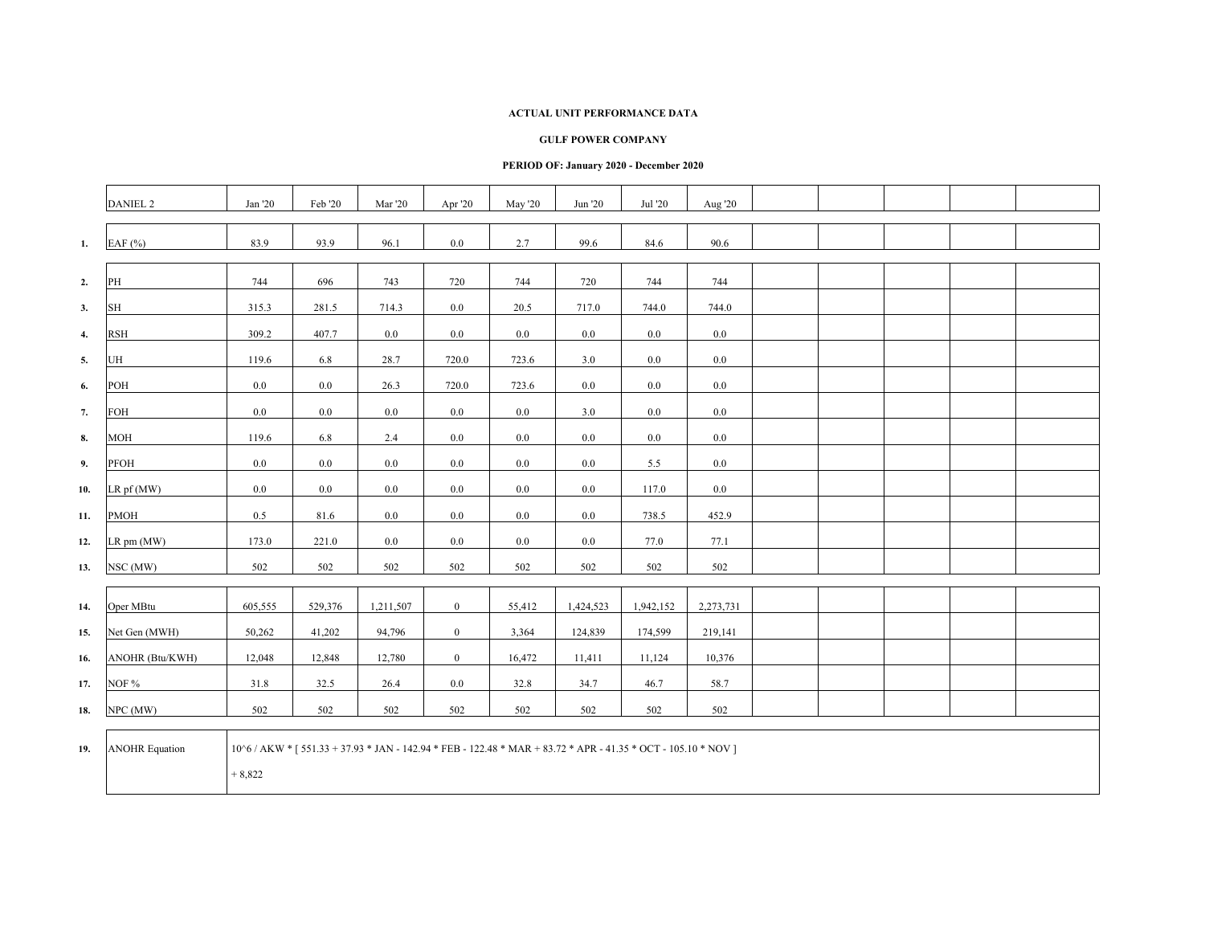**ACTUAL UNIT PERFORMANCE DATA**

**GULF POWER COMPANY**

**PERIOD OF: January 2020 - December 2020**

| | DANIEL 2 | Jan '20 | Feb '20 | Mar '20 | Apr '20 | May '20 | Jun '20 | Jul '20 | Aug '20 | | | | | |
|---|---|---|---|---|---|---|---|---|---|---|---|---|---|---|
| **1.** | EAF (%) | 83.9 | 93.9 | 96.1 | 0.0 | 2.7 | 99.6 | 84.6 | 90.6 | | | | | |
| **2.** | PH | 744 | 696 | 743 | 720 | 744 | 720 | 744 | 744 | | | | | |
| **3.** | SH | 315.3 | 281.5 | 714.3 | 0.0 | 20.5 | 717.0 | 744.0 | 744.0 | | | | | |
| **4.** | RSH | 309.2 | 407.7 | 0.0 | 0.0 | 0.0 | 0.0 | 0.0 | 0.0 | | | | | |
| **5.** | UH | 119.6 | 6.8 | 28.7 | 720.0 | 723.6 | 3.0 | 0.0 | 0.0 | | | | | |
| **6.** | POH | 0.0 | 0.0 | 26.3 | 720.0 | 723.6 | 0.0 | 0.0 | 0.0 | | | | | |
| **7.** | FOH | 0.0 | 0.0 | 0.0 | 0.0 | 0.0 | 3.0 | 0.0 | 0.0 | | | | | |
| **8.** | MOH | 119.6 | 6.8 | 2.4 | 0.0 | 0.0 | 0.0 | 0.0 | 0.0 | | | | | |
| **9.** | PFOH | 0.0 | 0.0 | 0.0 | 0.0 | 0.0 | 0.0 | 5.5 | 0.0 | | | | | |
| **10.** | LR pf (MW) | 0.0 | 0.0 | 0.0 | 0.0 | 0.0 | 0.0 | 117.0 | 0.0 | | | | | |
| **11.** | PMOH | 0.5 | 81.6 | 0.0 | 0.0 | 0.0 | 0.0 | 738.5 | 452.9 | | | | | |
| **12.** | LR pm (MW) | 173.0 | 221.0 | 0.0 | 0.0 | 0.0 | 0.0 | 77.0 | 77.1 | | | | | |
| **13.** | NSC (MW) | 502 | 502 | 502 | 502 | 502 | 502 | 502 | 502 | | | | | |
| **14.** | Oper MBtu | 605,555 | 529,376 | 1,211,507 | 0 | 55,412 | 1,424,523 | 1,942,152 | 2,273,731 | | | | | |
| **15.** | Net Gen (MWH) | 50,262 | 41,202 | 94,796 | 0 | 3,364 | 124,839 | 174,599 | 219,141 | | | | | |
| **16.** | ANOHR (Btu/KWH) | 12,048 | 12,848 | 12,780 | 0 | 16,472 | 11,411 | 11,124 | 10,376 | | | | | |
| **17.** | NOF % | 31.8 | 32.5 | 26.4 | 0.0 | 32.8 | 34.7 | 46.7 | 58.7 | | | | | |
| **18.** | NPC (MW) | 502 | 502 | 502 | 502 | 502 | 502 | 502 | 502 | | | | | |
| **19.** | ANOHR Equation | 10^6 / AKW * [ 551.33 + 37.93 * JAN - 142.94 * FEB - 122.48 * MAR + 83.72 * APR - 41.35 * OCT - 105.10 * NOV ] + 8,822 | | | | | | | | | | | | |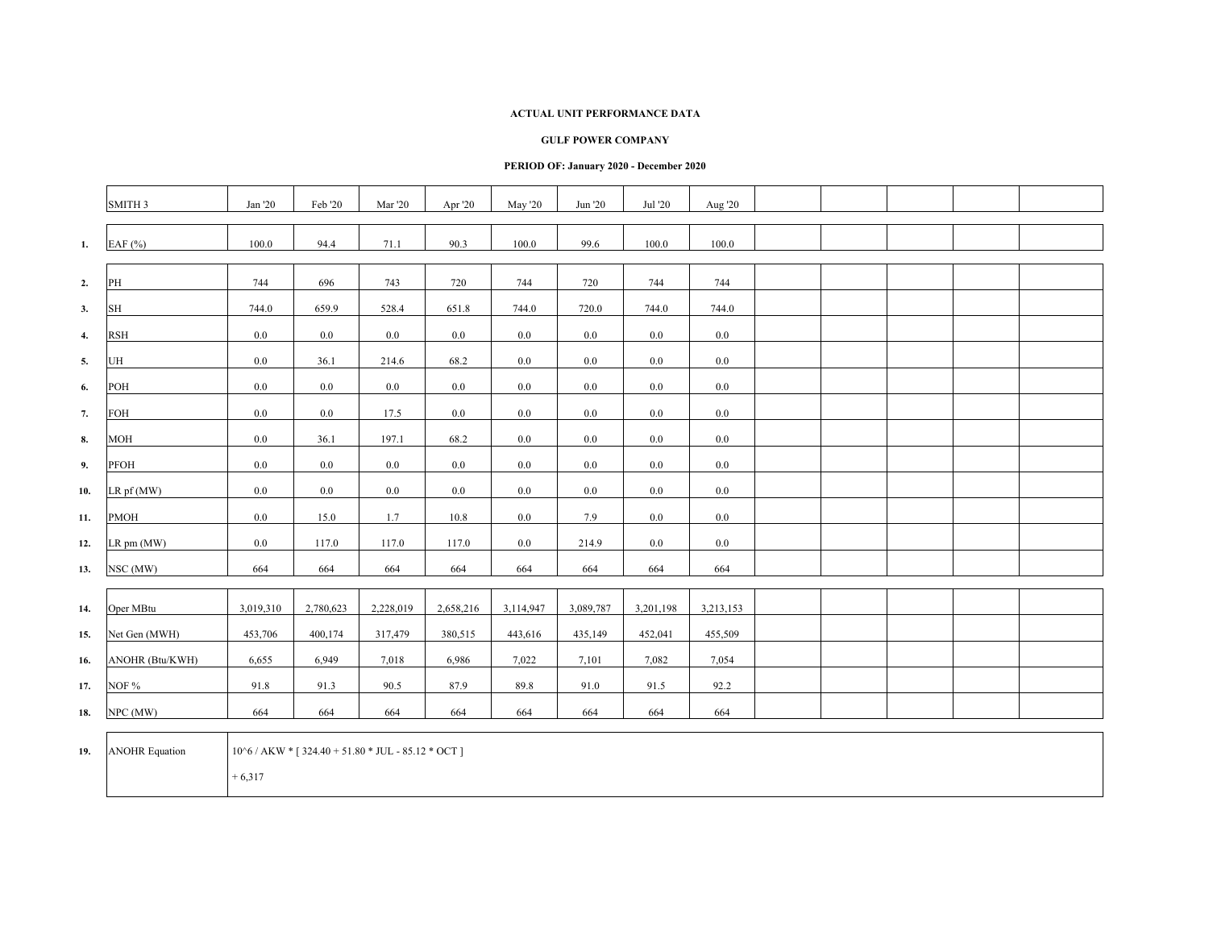**ACTUAL UNIT PERFORMANCE DATA**

**GULF POWER COMPANY**

**PERIOD OF: January 2020 - December 2020**

| | SMITH 3 | Jan '20 | Feb '20 | Mar '20 | Apr '20 | May '20 | Jun '20 | Jul '20 | Aug '20 | | | | | |
|---|---|---|---|---|---|---|---|---|---|---|---|---|---|---|
| **1.** | EAF (%) | 100.0 | 94.4 | 71.1 | 90.3 | 100.0 | 99.6 | 100.0 | 100.0 | | | | | |
| **2.** | PH | 744 | 696 | 743 | 720 | 744 | 720 | 744 | 744 | | | | | |
| **3.** | SH | 744.0 | 659.9 | 528.4 | 651.8 | 744.0 | 720.0 | 744.0 | 744.0 | | | | | |
| **4.** | RSH | 0.0 | 0.0 | 0.0 | 0.0 | 0.0 | 0.0 | 0.0 | 0.0 | | | | | |
| **5.** | UH | 0.0 | 36.1 | 214.6 | 68.2 | 0.0 | 0.0 | 0.0 | 0.0 | | | | | |
| **6.** | POH | 0.0 | 0.0 | 0.0 | 0.0 | 0.0 | 0.0 | 0.0 | 0.0 | | | | | |
| **7.** | FOH | 0.0 | 0.0 | 17.5 | 0.0 | 0.0 | 0.0 | 0.0 | 0.0 | | | | | |
| **8.** | MOH | 0.0 | 36.1 | 197.1 | 68.2 | 0.0 | 0.0 | 0.0 | 0.0 | | | | | |
| **9.** | PFOH | 0.0 | 0.0 | 0.0 | 0.0 | 0.0 | 0.0 | 0.0 | 0.0 | | | | | |
| **10.** | LR pf (MW) | 0.0 | 0.0 | 0.0 | 0.0 | 0.0 | 0.0 | 0.0 | 0.0 | | | | | |
| **11.** | PMOH | 0.0 | 15.0 | 1.7 | 10.8 | 0.0 | 7.9 | 0.0 | 0.0 | | | | | |
| **12.** | LR pm (MW) | 0.0 | 117.0 | 117.0 | 117.0 | 0.0 | 214.9 | 0.0 | 0.0 | | | | | |
| **13.** | NSC (MW) | 664 | 664 | 664 | 664 | 664 | 664 | 664 | 664 | | | | | |
| **14.** | Oper MBtu | 3,019,310 | 2,780,623 | 2,228,019 | 2,658,216 | 3,114,947 | 3,089,787 | 3,201,198 | 3,213,153 | | | | | |
| **15.** | Net Gen (MWH) | 453,706 | 400,174 | 317,479 | 380,515 | 443,616 | 435,149 | 452,041 | 455,509 | | | | | |
| **16.** | ANOHR (Btu/KWH) | 6,655 | 6,949 | 7,018 | 6,986 | 7,022 | 7,101 | 7,082 | 7,054 | | | | | |
| **17.** | NOF % | 91.8 | 91.3 | 90.5 | 87.9 | 89.8 | 91.0 | 91.5 | 92.2 | | | | | |
| **18.** | NPC (MW) | 664 | 664 | 664 | 664 | 664 | 664 | 664 | 664 | | | | | |
| **19.** | ANOHR Equation | 10^6 / AKW * [ 324.40 + 51.80 * JUL - 85.12 * OCT ] + 6,317 | | | | | | | | | | | | |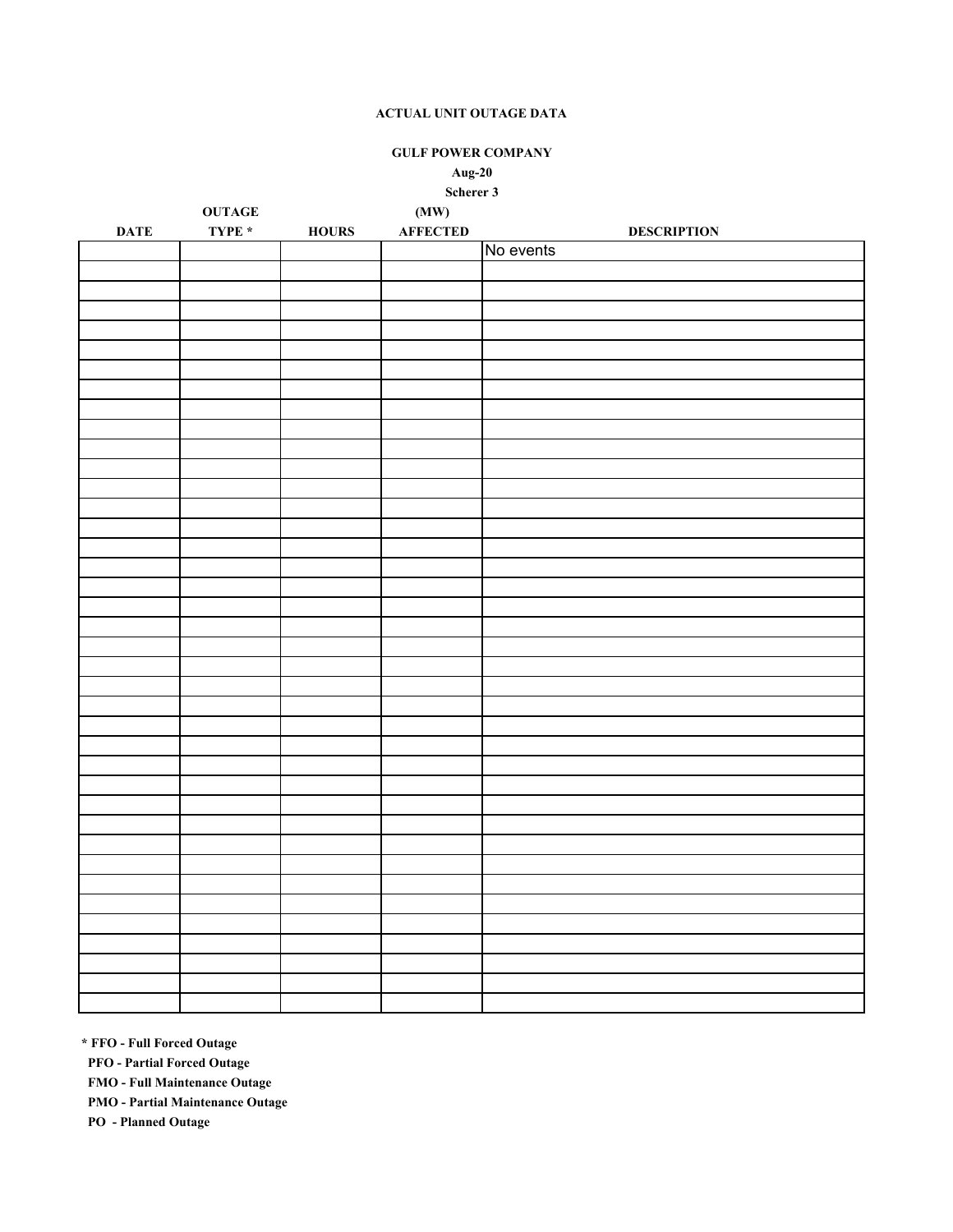**ACTUAL UNIT OUTAGE DATA**

**GULF POWER COMPANY**

**Aug-20**

**Scherer 3**

| DATE | OUTAGE TYPE * | HOURS | (MW) AFFECTED | DESCRIPTION |
|---|---|---|---|---|
| | | | | No events |

**\* FFO - Full Forced Outage**

**PFO - Partial Forced Outage**

**FMO - Full Maintenance Outage**

**PMO - Partial Maintenance Outage**

**PO - Planned Outage**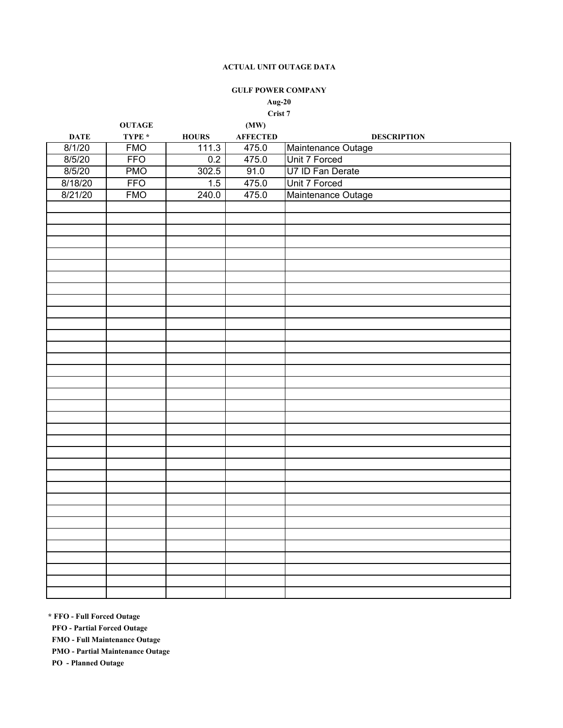**ACTUAL UNIT OUTAGE DATA**

**GULF POWER COMPANY**

**Aug-20**

**Crist 7**

| DATE | OUTAGE TYPE * | HOURS | (MW) AFFECTED | DESCRIPTION |
|---|---|---|---|---|
| 8/1/20 | FMO | 111.3 | 475.0 | Maintenance Outage |
| 8/5/20 | FFO | 0.2 | 475.0 | Unit 7 Forced |
| 8/5/20 | PMO | 302.5 | 91.0 | U7 ID Fan Derate |
| 8/18/20 | FFO | 1.5 | 475.0 | Unit 7 Forced |
| 8/21/20 | FMO | 240.0 | 475.0 | Maintenance Outage |

**\* FFO - Full Forced Outage**

**PFO - Partial Forced Outage**

**FMO - Full Maintenance Outage**

**PMO - Partial Maintenance Outage**

**PO - Planned Outage**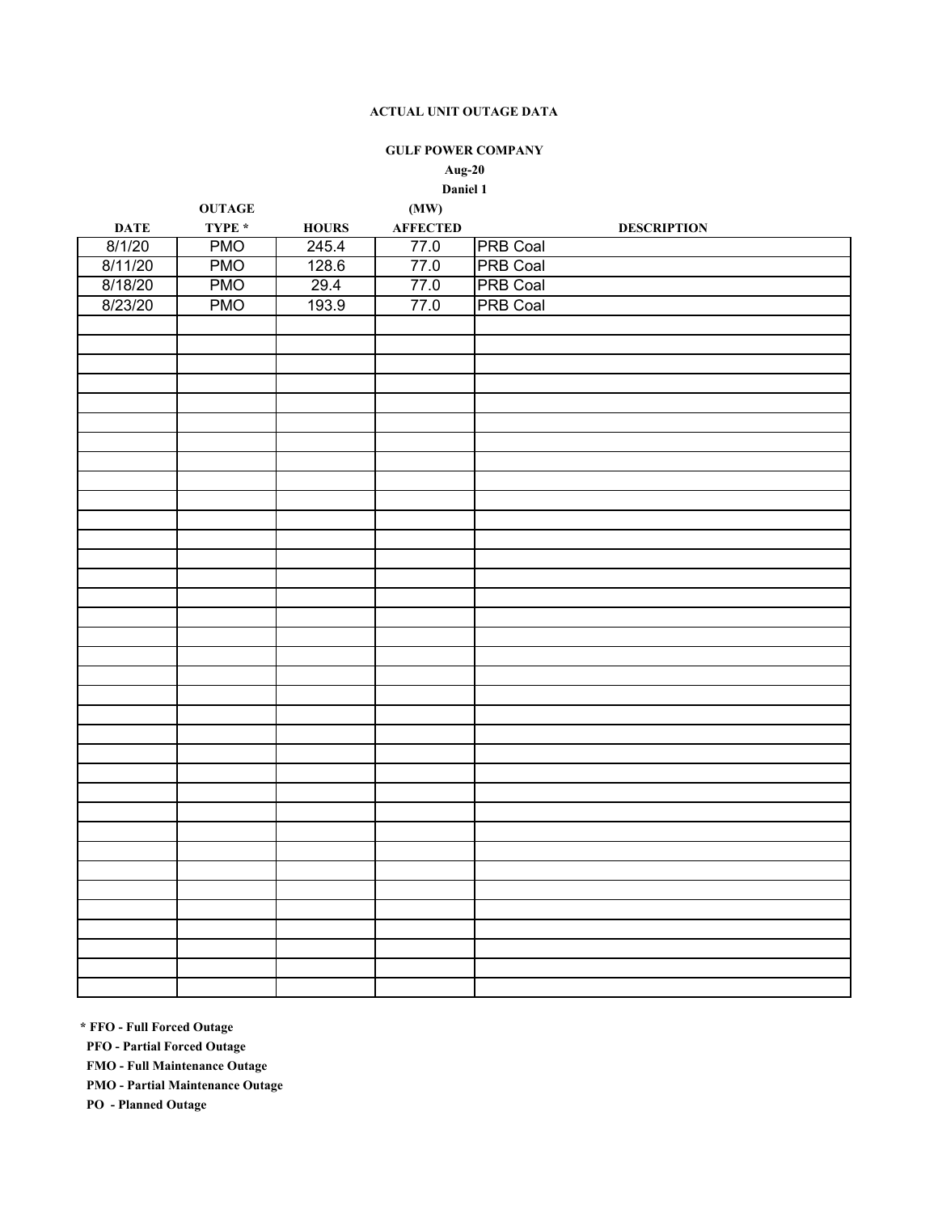**ACTUAL UNIT OUTAGE DATA**

**GULF POWER COMPANY**

**Aug-20**

**Daniel 1**

| DATE | OUTAGE TYPE * | HOURS | (MW) AFFECTED | DESCRIPTION |
|---|---|---|---|---|
| 8/1/20 | PMO | 245.4 | 77.0 | PRB Coal |
| 8/11/20 | PMO | 128.6 | 77.0 | PRB Coal |
| 8/18/20 | PMO | 29.4 | 77.0 | PRB Coal |
| 8/23/20 | PMO | 193.9 | 77.0 | PRB Coal |

**\* FFO - Full Forced Outage**

**PFO - Partial Forced Outage**

**FMO - Full Maintenance Outage**

**PMO - Partial Maintenance Outage**

**PO - Planned Outage**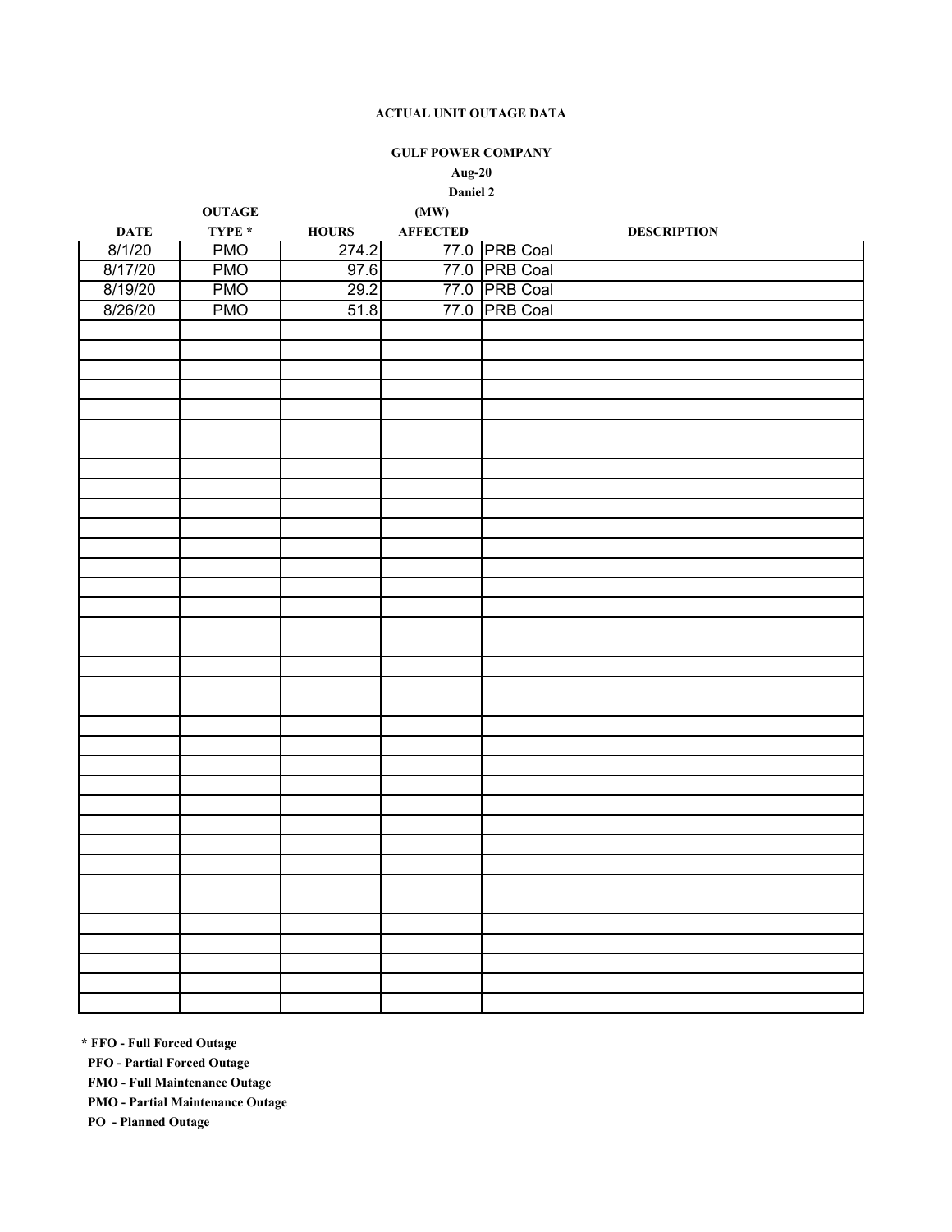**ACTUAL UNIT OUTAGE DATA**

**GULF POWER COMPANY**

**Aug-20**

**Daniel 2**

| DATE | OUTAGE TYPE * | HOURS | (MW) AFFECTED | DESCRIPTION |
|---|---|---|---|---|
| 8/1/20 | PMO | 274.2 | 77.0 | PRB Coal |
| 8/17/20 | PMO | 97.6 | 77.0 | PRB Coal |
| 8/19/20 | PMO | 29.2 | 77.0 | PRB Coal |
| 8/26/20 | PMO | 51.8 | 77.0 | PRB Coal |

**\* FFO - Full Forced Outage**

**PFO - Partial Forced Outage**

**FMO - Full Maintenance Outage**

**PMO - Partial Maintenance Outage**

**PO - Planned Outage**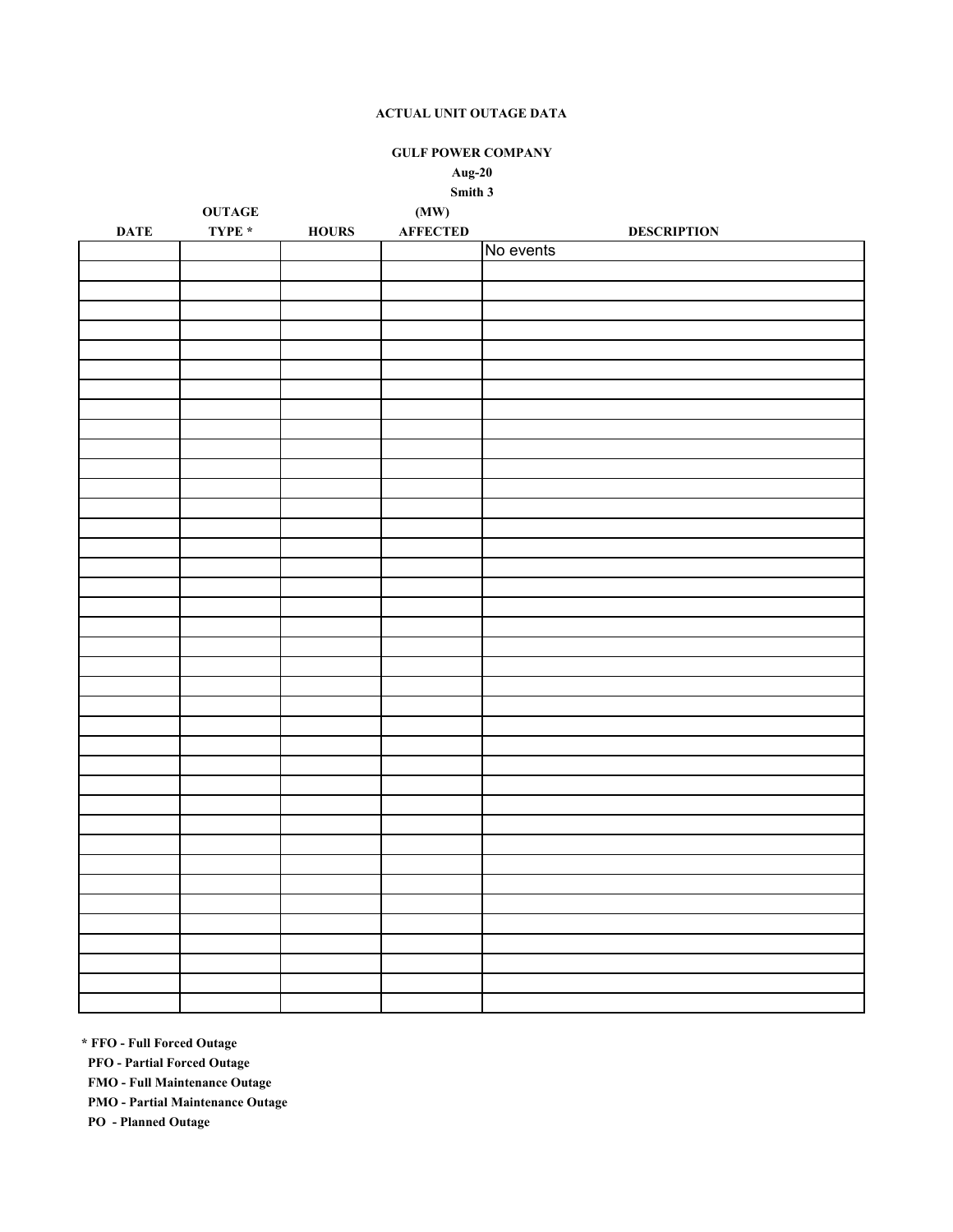**ACTUAL UNIT OUTAGE DATA**

**GULF POWER COMPANY**

**Aug-20**

**Smith 3**

| DATE | OUTAGE TYPE * | HOURS | (MW) AFFECTED | DESCRIPTION |
|---|---|---|---|---|
| | | | | No events |

**\* FFO - Full Forced Outage**
**PFO - Partial Forced Outage**
**FMO - Full Maintenance Outage**
**PMO - Partial Maintenance Outage**
**PO - Planned Outage**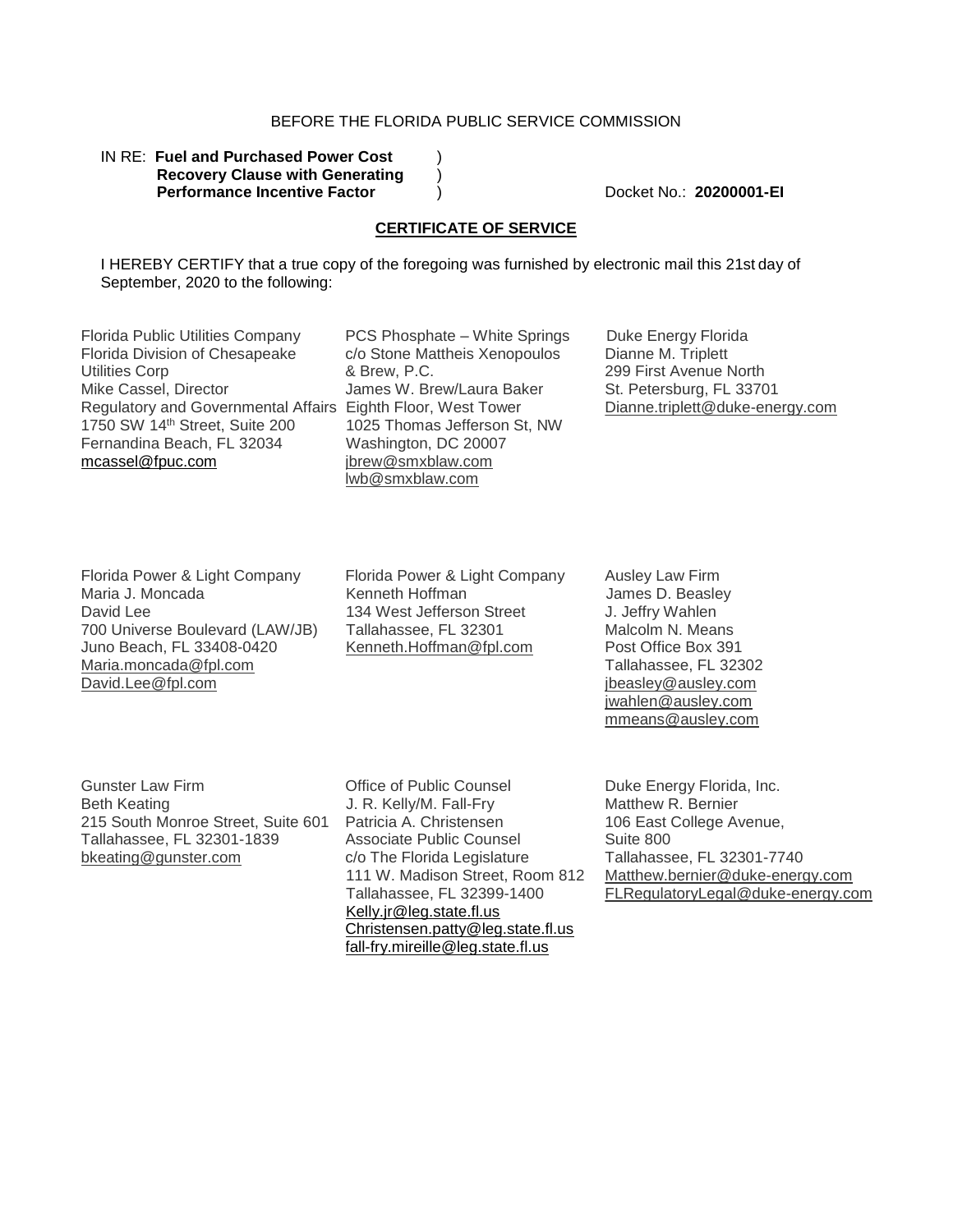BEFORE THE FLORIDA PUBLIC SERVICE COMMISSION

IN RE: **Fuel and Purchased Power Cost Recovery Clause with Generating Performance Incentive Factor** )

Docket No.: **20200001-EI**

## CERTIFICATE OF SERVICE

I HEREBY CERTIFY that a true copy of the foregoing was furnished by electronic mail this 21st day of September, 2020 to the following:

Florida Public Utilities Company
Florida Division of Chesapeake Utilities Corp
Mike Cassel, Director
Regulatory and Governmental Affairs
1750 SW 14th Street, Suite 200
Fernandina Beach, FL 32034
mcassel@fpuc.com

PCS Phosphate – White Springs
c/o Stone Mattheis Xenopoulos & Brew, P.C.
James W. Brew/Laura Baker
Eighth Floor, West Tower
1025 Thomas Jefferson St, NW
Washington, DC 20007
jbrew@smxblaw.com
lwb@smxblaw.com

Duke Energy Florida
Dianne M. Triplett
299 First Avenue North
St. Petersburg, FL 33701
Dianne.triplett@duke-energy.com

Florida Power & Light Company
Maria J. Moncada
David Lee
700 Universe Boulevard (LAW/JB)
Juno Beach, FL 33408-0420
Maria.moncada@fpl.com
David.Lee@fpl.com

Florida Power & Light Company
Kenneth Hoffman
134 West Jefferson Street
Tallahassee, FL 32301
Kenneth.Hoffman@fpl.com

Ausley Law Firm
James D. Beasley
J. Jeffry Wahlen
Malcolm N. Means
Post Office Box 391
Tallahassee, FL 32302
jbeasley@ausley.com
jwahlen@ausley.com
mmeans@ausley.com

Gunster Law Firm
Beth Keating
215 South Monroe Street, Suite 601
Tallahassee, FL 32301-1839
bkeating@gunster.com

Office of Public Counsel
J. R. Kelly/M. Fall-Fry
Patricia A. Christensen
Associate Public Counsel
c/o The Florida Legislature
111 W. Madison Street, Room 812
Tallahassee, FL 32399-1400
Kelly.jr@leg.state.fl.us
Christensen.patty@leg.state.fl.us
fall-fry.mireille@leg.state.fl.us

Duke Energy Florida, Inc.
Matthew R. Bernier
106 East College Avenue,
Suite 800
Tallahassee, FL 32301-7740
Matthew.bernier@duke-energy.com
FLRegulatoryLegal@duke-energy.com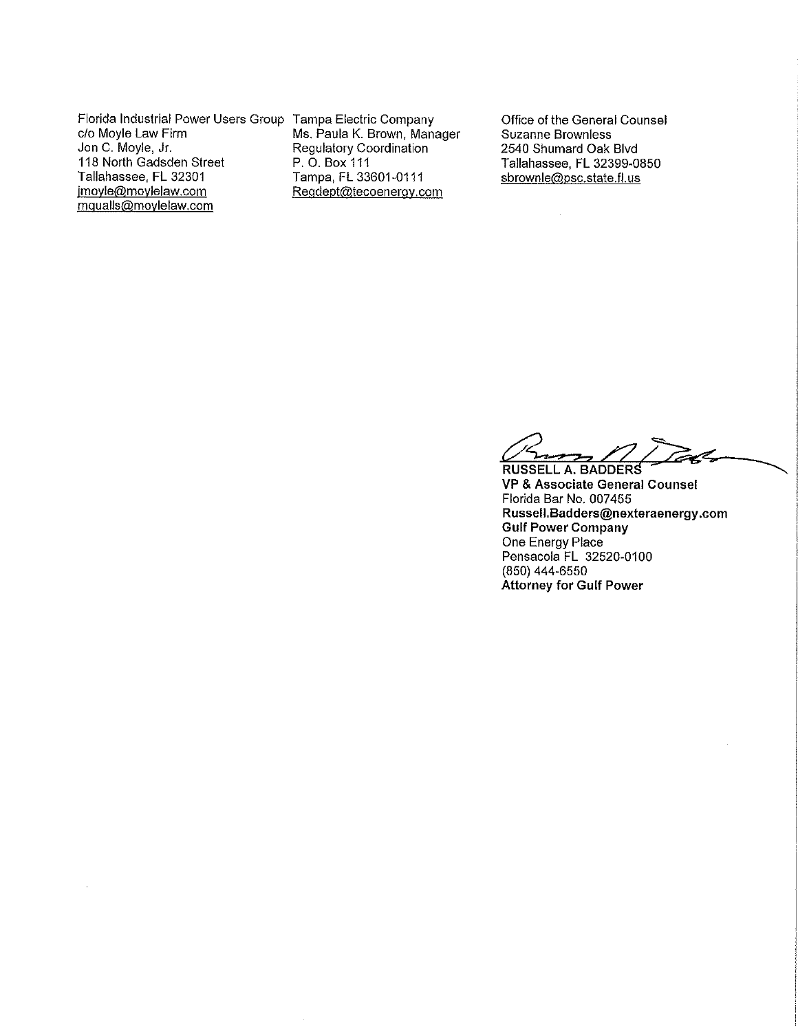Florida Industrial Power Users Group
c/o Moyle Law Firm
Jon C. Moyle, Jr.
118 North Gadsden Street
Tallahassee, FL 32301
jmoyle@moylelaw.com
mqualls@moylelaw.com

Tampa Electric Company
Ms. Paula K. Brown, Manager
Regulatory Coordination
P. O. Box 111
Tampa, FL 33601-0111
Regdept@tecoenergy.com

Office of the General Counsel
Suzanne Brownless
2540 Shumard Oak Blvd
Tallahassee, FL 32399-0850
sbrownle@psc.state.fl.us

**RUSSELL A. BADDERS**
**VP & Associate General Counsel**
Florida Bar No. 007455
**Russell.Badders@nexteraenergy.com**
**Gulf Power Company**
One Energy Place
Pensacola FL 32520-0100
(850) 444-6550
**Attorney for Gulf Power**